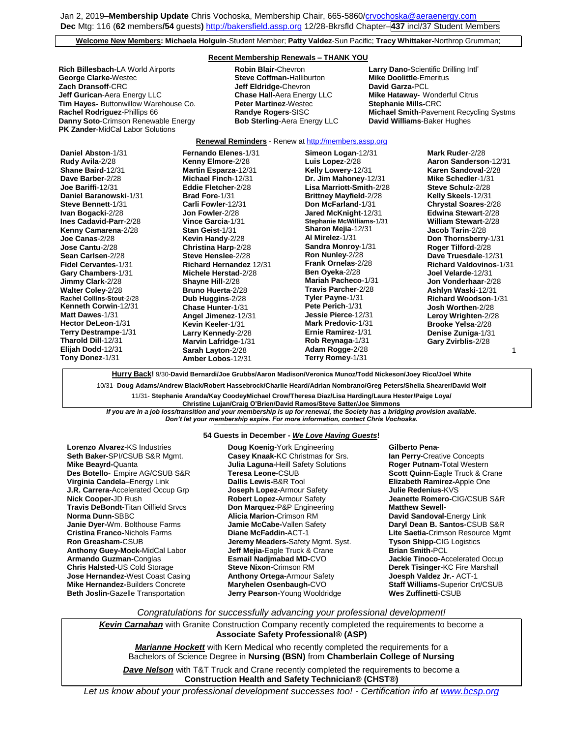Jan 2, 2019–**Membership Update** Chris Vochoska, Membership Chair, 665-5860/crvochoska@aeraenergy.com
**Dec** Mtg: 116 (**62** members**/54** guests**)** http://bakersfield.assp.org 12/28-Bkrsfld Chapter–**437** incl/37 Student Members

**Welcome New Members: Michaela Holguin**-Student Member; **Patty Valdez**-Sun Pacific; **Tracy Whittaker-**Northrop Grumman;

**Recent Membership Renewals – THANK YOU**

**Rich Billesbach-**LA World Airports
**George Clarke-**Westec
**Zach Dransoff**-CRC
**Jeff Gurican**-Aera Energy LLC
**Tim Hayes-** Buttonwillow Warehouse Co.
**Rachel Rodriguez**-Phillips 66
**Danny Soto**-Crimson Renewable Energy
**PK Zander**-MidCal Labor Solutions
**Robin Blair-**Chevron
**Steve Coffman-**Halliburton
**Jeff Eldridge-**Chevron
**Chase Hall-**Aera Energy LLC
**Peter Martinez**-Westec
**Randye Rogers**-SISC
**Bob Sterling**-Aera Energy LLC
**Larry Dano-**Scientific Drilling Intl'
**Mike Doolittle**-Emeritus
**David Garza-**PCL
**Mike Hataway-** Wonderful Citrus
**Stephanie Mills-**CRC
**Michael Smith**-Pavement Recycling Systms
**David Williams**-Baker Hughes

**Renewal Reminders** - Renew at http://members.assp.org

**Daniel Abston**-1/31
**Rudy Avila**-2/28
**Shane Baird**-12/31
**Dave Barber**-2/28
**Joe Bariffi**-12/31
**Daniel Baranowski**-1/31
**Steve Bennett**-1/31
**Ivan Bogacki**-2/28
**Ines Cadavid-Parr**-2/28
**Kenny Camarena**-2/28
**Joe Canas**-2/28
**Jose Cantu**-2/28
**Sean Carlsen**-2/28
**Fidel Cervantes**-1/31
**Gary Chambers**-1/31
**Jimmy Clark**-2/28
**Walter Coley**-2/28
**Rachel Collins-Stout**-2/28
**Kenneth Corwin**-12/31
**Matt Dawes**-1/31
**Hector DeLeon**-1/31
**Terry Destrampe**-1/31
**Tharold Dill**-12/31
**Elijah Dodd**-12/31
**Tony Donez**-1/31
**Fernando Elenes**-1/31
**Kenny Elmore**-2/28
**Martin Esparza**-12/31
**Michael Finch**-12/31
**Eddie Fletcher**-2/28
**Brad Fore**-1/31
**Carli Fowler**-12/31
**Jon Fowler**-2/28
**Vince Garcia**-1/31
**Stan Geist**-1/31
**Kevin Handy**-2/28
**Christina Harp**-2/28
**Steve Henslee**-2/28
**Richard Hernandez** 12/31
**Michele Herstad**-2/28
**Shayne Hill**-2/28
**Bruno Huerta**-2/28
**Dub Huggins**-2/28
**Chase Hunter**-1/31
**Angel Jimenez**-12/31
**Kevin Keeler**-1/31
**Larry Kennedy**-2/28
**Marvin Lafridge**-1/31
**Sarah Layton**-2/28
**Amber Lobos**-12/31
**Simeon Logan**-12/31
**Luis Lopez**-2/28
**Kelly Lowery**-12/31
**Dr. Jim Mahoney**-12/31
**Lisa Marriott-Smith**-2/28
**Brittney Mayfield**-2/28
**Don McFarland**-1/31
**Jared McKnight**-12/31
**Stephanie McWilliams**-1/31
**Sharon Mejia**-12/31
**Al Mirelez**-1/31
**Sandra Monroy**-1/31
**Ron Nunley**-2/28
**Frank Ornelas**-2/28
**Ben Oyeka**-2/28
**Mariah Pacheco**-1/31
**Travis Parcher**-2/28
**Tyler Payne**-1/31
**Pete Perich**-1/31
**Jessie Pierce**-12/31
**Mark Predovic**-1/31
**Ernie Ramirez**-1/31
**Rob Reynaga**-1/31
**Adam Rogge**-2/28
**Terry Romey**-1/31
**Mark Ruder**-2/28
**Aaron Sanderson**-12/31
**Karen Sandoval**-2/28
**Mike Schedler**-1/31
**Steve Schulz**-2/28
**Kelly Skeels**-12/31
**Chrystal Soares**-2/28
**Edwina Stewart**-2/28
**William Stewart**-2/28
**Jacob Tarin**-2/28
**Don Thornsberry**-1/31
**Roger Tilford**-2/28
**Dave Truesdale**-12/31
**Richard Valdovinos**-1/31
**Joel Velarde**-12/31
**Jon Vonderhaar**-2/28
**Ashlyn Waski**-12/31
**Richard Woodson**-1/31
**Josh Worthen**-2/28
**Leroy Wrighten**-2/28
**Brooke Yelsa**-2/28
**Denise Zuniga**-1/31
**Gary Zvirblis**-2/28

**Hurry Back!** 9/30-**David Bernardi/Joe Grubbs/Aaron Madison/Veronica Munoz/Todd Nickeson/Joey Rico/Joel White**

10/31- **Doug Adams/Andrew Black/Robert Hassebrock/Charlie Heard/Adrian Nombrano/Greg Peters/Shelia Shearer/David Wolf**

11/31- **Stephanie Aranda/Kay CoodeyMichael Crow/Theresa Diaz/Lisa Harding/Laura Hester/Paige Loya/ Christine Lujan/Craig O'Brien/David Ramos/Steve Satter/Joe Simmons**

***If you are in a job loss/transition and your membership is up for renewal, the Society has a bridging provision available. Don't let your membership expire. For more information, contact Chris Vochoska.***

**54 Guests in December - *We Love Having Guests*!**

**Lorenzo Alvarez-**KS Industries
**Seth Baker-**SPI/CSUB S&R Mgmt.
**Mike Beayrd-**Quanta
**Des Botello-** Empire AG/CSUB S&R
**Virginia Candela**–Energy Link
**J.R. Carrera-**Accelerated Occup Grp
**Nick Cooper-**JD Rush
**Travis DeBondt-**Titan Oilfield Srvcs
**Norma Dunn-**SBBC
**Janie Dyer-**Wm. Bolthouse Farms
**Cristina Franco-**Nichols Farms
**Ron Greasham-**CSUB
**Anthony Guey-Mock-**MidCal Labor
**Armando Guzman-**Conglas
**Chris Halsted-**US Cold Storage
**Jose Hernandez-**West Coast Casing
**Mike Hernandez-**Builders Concrete
**Beth Joslin-**Gazelle Transportation
**Doug Koenig-**York Engineering
**Casey Knaak-**KC Christmas for Srs.
**Julia Laguna-**Heill Safety Solutions
**Teresa Leone-**CSUB
**Dallis Lewis-**B&R Tool
**Joseph Lopez-**Armour Safety
**Robert Lopez-**Armour Safety
**Don Marquez-**P&P Engineering
**Alicia Marion-**Crimson RM
**Jamie McCabe-**Vallen Safety
**Diane McFaddin-**ACT-1
**Jeremy Meaders-**Safety Mgmt. Syst.
**Jeff Mejia-**Eagle Truck & Crane
**Esmail Nadjmabad MD-**CVO
**Steve Nixon-**Crimson RM
**Anthony Ortega-**Armour Safety
**Maryhelen Osenbaugh-**CVO
**Jerry Pearson-**Young Wooldridge
**Gilberto Pena-**
**Ian Perry-**Creative Concepts
**Roger Putnam-**Total Western
**Scott Quinn-**Eagle Truck & Crane
**Elizabeth Ramirez-**Apple One
**Julie Redenius-**KVS
**Jeanette Romero-**CIG/CSUB S&R
**Matthew Sewell-**
**David Sandoval-**Energy Link
**Daryl Dean B. Santos-**CSUB S&R
**Lite Saetia-**Crimson Resource Mgmt
**Tyson Shipp-**CIG Logistics
**Brian Smith-**PCL
**Jackie Tinoco-**Accelerated Occup
**Derek Tisinger-**KC Fire Marshall
**Joesph Valdez Jr.-** ACT-1
**Staff Williams-**Superior Crt/CSUB
**Wes Zuffinetti**-CSUB

*Congratulations for successfully advancing your professional development!*

***Kevin Carnahan*** with Granite Construction Company recently completed the requirements to become a **Associate Safety Professional® (ASP)**

***Marianne Hockett*** with Kern Medical who recently completed the requirements for a Bachelors of Science Degree in **Nursing (BSN)** from **Chamberlain College of Nursing**

***Dave Nelson*** with T&T Truck and Crane recently completed the requirements to become a **Construction Health and Safety Technician® (CHST®)**

*Let us know about your professional development successes too! - Certification info at www.bcsp.org*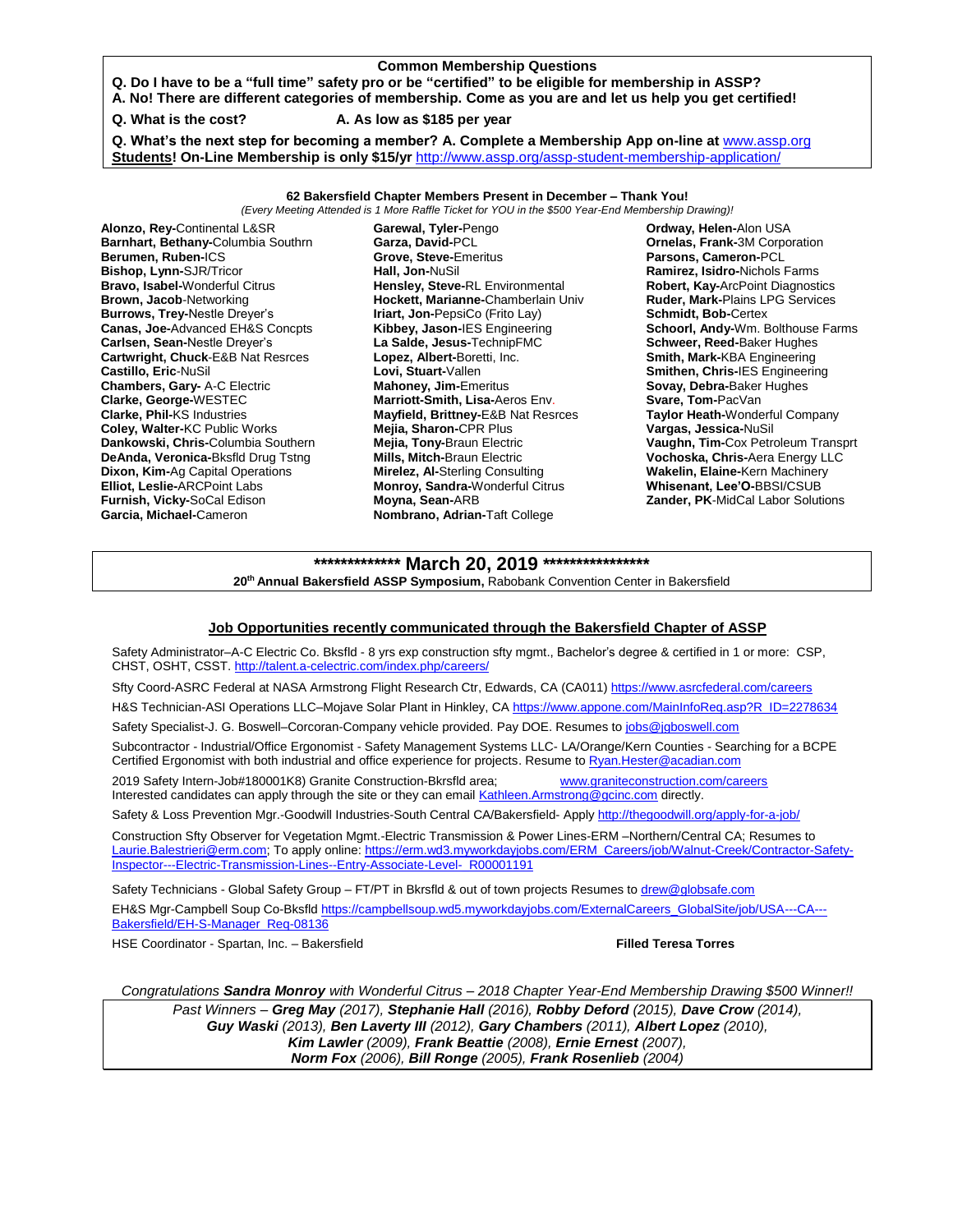**Common Membership Questions**

**Q. Do I have to be a "full time" safety pro or be "certified" to be eligible for membership in ASSP?**
**A. No! There are different categories of membership. Come as you are and let us help you get certified!**

**Q. What is the cost?** **A. As low as $185 per year**

**Q. What's the next step for becoming a member? A. Complete a Membership App on-line at** www.assp.org
**Students! On-Line Membership is only $15/yr** http://www.assp.org/assp-student-membership-application/

**62 Bakersfield Chapter Members Present in December – Thank You!**
*(Every Meeting Attended is 1 More Raffle Ticket for YOU in the $500 Year-End Membership Drawing)!*

**Alonzo, Rey-**Continental L&SR
**Barnhart, Bethany-**Columbia Southrn
**Berumen, Ruben-**ICS
**Bishop, Lynn-**SJR/Tricor
**Bravo, Isabel-**Wonderful Citrus
**Brown, Jacob**-Networking
**Burrows, Trey-**Nestle Dreyer's
**Canas, Joe-**Advanced EH&S Concpts
**Carlsen, Sean-**Nestle Dreyer's
**Cartwright, Chuck**-E&B Nat Resrces
**Castillo, Eric**-NuSil
**Chambers, Gary-** A-C Electric
**Clarke, George-**WESTEC
**Clarke, Phil-**KS Industries
**Coley, Walter-**KC Public Works
**Dankowski, Chris-**Columbia Southern
**DeAnda, Veronica-**Bksfld Drug Tstng
**Dixon, Kim-**Ag Capital Operations
**Elliot, Leslie-**ARCPoint Labs
**Furnish, Vicky-**SoCal Edison
**Garcia, Michael-**Cameron
**Garewal, Tyler-**Pengo
**Garza, David-**PCL
**Grove, Steve-**Emeritus
**Hall, Jon-**NuSil
**Hensley, Steve-**RL Environmental
**Hockett, Marianne-**Chamberlain Univ
**Iriart, Jon-**PepsiCo (Frito Lay)
**Kibbey, Jason-**IES Engineering
**La Salde, Jesus-**TechnipFMC
**Lopez, Albert-**Boretti, Inc.
**Lovi, Stuart-**Vallen
**Mahoney, Jim-**Emeritus
**Marriott-Smith, Lisa-**Aeros Env.
**Mayfield, Brittney-**E&B Nat Resrces
**Mejia, Sharon-**CPR Plus
**Mejia, Tony-**Braun Electric
**Mills, Mitch-**Braun Electric
**Mirelez, Al-**Sterling Consulting
**Monroy, Sandra-**Wonderful Citrus
**Moyna, Sean-**ARB
**Nombrano, Adrian-**Taft College
**Ordway, Helen-**Alon USA
**Ornelas, Frank-**3M Corporation
**Parsons, Cameron-**PCL
**Ramirez, Isidro-**Nichols Farms
**Robert, Kay-**ArcPoint Diagnostics
**Ruder, Mark-**Plains LPG Services
**Schmidt, Bob-**Certex
**Schoorl, Andy-**Wm. Bolthouse Farms
**Schweer, Reed-**Baker Hughes
**Smith, Mark-**KBA Engineering
**Smithen, Chris-**IES Engineering
**Sovay, Debra-**Baker Hughes
**Svare, Tom-**PacVan
**Taylor Heath-**Wonderful Company
**Vargas, Jessica-**NuSil
**Vaughn, Tim-**Cox Petroleum Transprt
**Vochoska, Chris-**Aera Energy LLC
**Wakelin, Elaine-**Kern Machinery
**Whisenant, Lee'O-**BBSI/CSUB
**Zander, PK**-MidCal Labor Solutions

**************** March 20, 2019 ****************
**20th Annual Bakersfield ASSP Symposium,** Rabobank Convention Center in Bakersfield

**Job Opportunities recently communicated through the Bakersfield Chapter of ASSP**

Safety Administrator–A-C Electric Co. Bksfld - 8 yrs exp construction sfty mgmt., Bachelor's degree & certified in 1 or more: CSP, CHST, OSHT, CSST. http://talent.a-celectric.com/index.php/careers/

Sfty Coord-ASRC Federal at NASA Armstrong Flight Research Ctr, Edwards, CA (CA011) https://www.asrcfederal.com/careers

H&S Technician-ASI Operations LLC–Mojave Solar Plant in Hinkley, CA https://www.appone.com/MainInfoReq.asp?R_ID=2278634

Safety Specialist-J. G. Boswell–Corcoran-Company vehicle provided. Pay DOE. Resumes to jobs@jgboswell.com

Subcontractor - Industrial/Office Ergonomist - Safety Management Systems LLC- LA/Orange/Kern Counties - Searching for a BCPE Certified Ergonomist with both industrial and office experience for projects. Resume to Ryan.Hester@acadian.com

2019 Safety Intern-Job#180001K8) Granite Construction-Bkrsfld area; www.graniteconstruction.com/careers
Interested candidates can apply through the site or they can email Kathleen.Armstrong@gcinc.com directly.

Safety & Loss Prevention Mgr.-Goodwill Industries-South Central CA/Bakersfield- Apply http://thegoodwill.org/apply-for-a-job/

Construction Sfty Observer for Vegetation Mgmt.-Electric Transmission & Power Lines-ERM –Northern/Central CA; Resumes to Laurie.Balestrieri@erm.com; To apply online: https://erm.wd3.myworkdayjobs.com/ERM_Careers/job/Walnut-Creek/Contractor-Safety-Inspector---Electric-Transmission-Lines--Entry-Associate-Level-_R00001191

Safety Technicians - Global Safety Group – FT/PT in Bkrsfld & out of town projects Resumes to drew@globsafe.com

EH&S Mgr-Campbell Soup Co-Bksfld https://campbellsoup.wd5.myworkdayjobs.com/ExternalCareers_GlobalSite/job/USA---CA---Bakersfield/EH-S-Manager_Req-08136

HSE Coordinator - Spartan, Inc. – Bakersfield **Filled Teresa Torres**

*Congratulations **Sandra Monroy** with Wonderful Citrus – 2018 Chapter Year-End Membership Drawing $500 Winner!!*

*Past Winners – **Greg May** (2017), **Stephanie Hall** (2016), **Robby Deford** (2015), **Dave Crow** (2014), **Guy Waski** (2013), **Ben Laverty III** (2012), **Gary Chambers** (2011), **Albert Lopez** (2010), **Kim Lawler** (2009), **Frank Beattie** (2008), **Ernie Ernest** (2007), **Norm Fox** (2006), **Bill Ronge** (2005), **Frank Rosenlieb** (2004)*